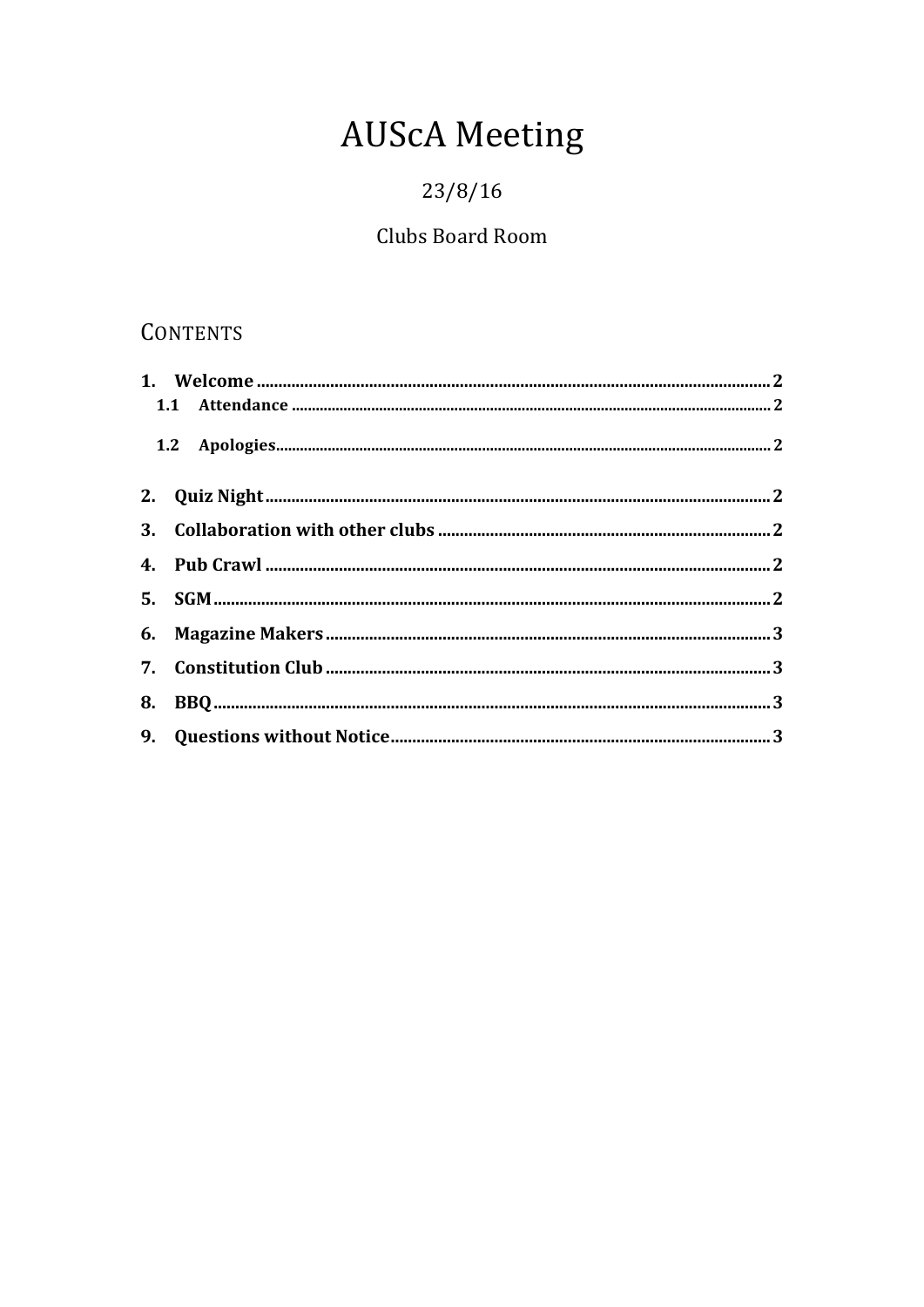# AUScA Meeting

23/8/16

Clubs Board Room

## Contents

1. **Welcome** .......... 2
   - 1.1 **Attendance** .......... 2
   - 1.2 **Apologies** .......... 2
2. **Quiz Night** .......... 2
3. **Collaboration with other clubs** .......... 2
4. **Pub Crawl** .......... 2
5. **SGM** .......... 2
6. **Magazine Makers** .......... 3
7. **Constitution Club** .......... 3
8. **BBQ** .......... 3
9. **Questions without Notice** .......... 3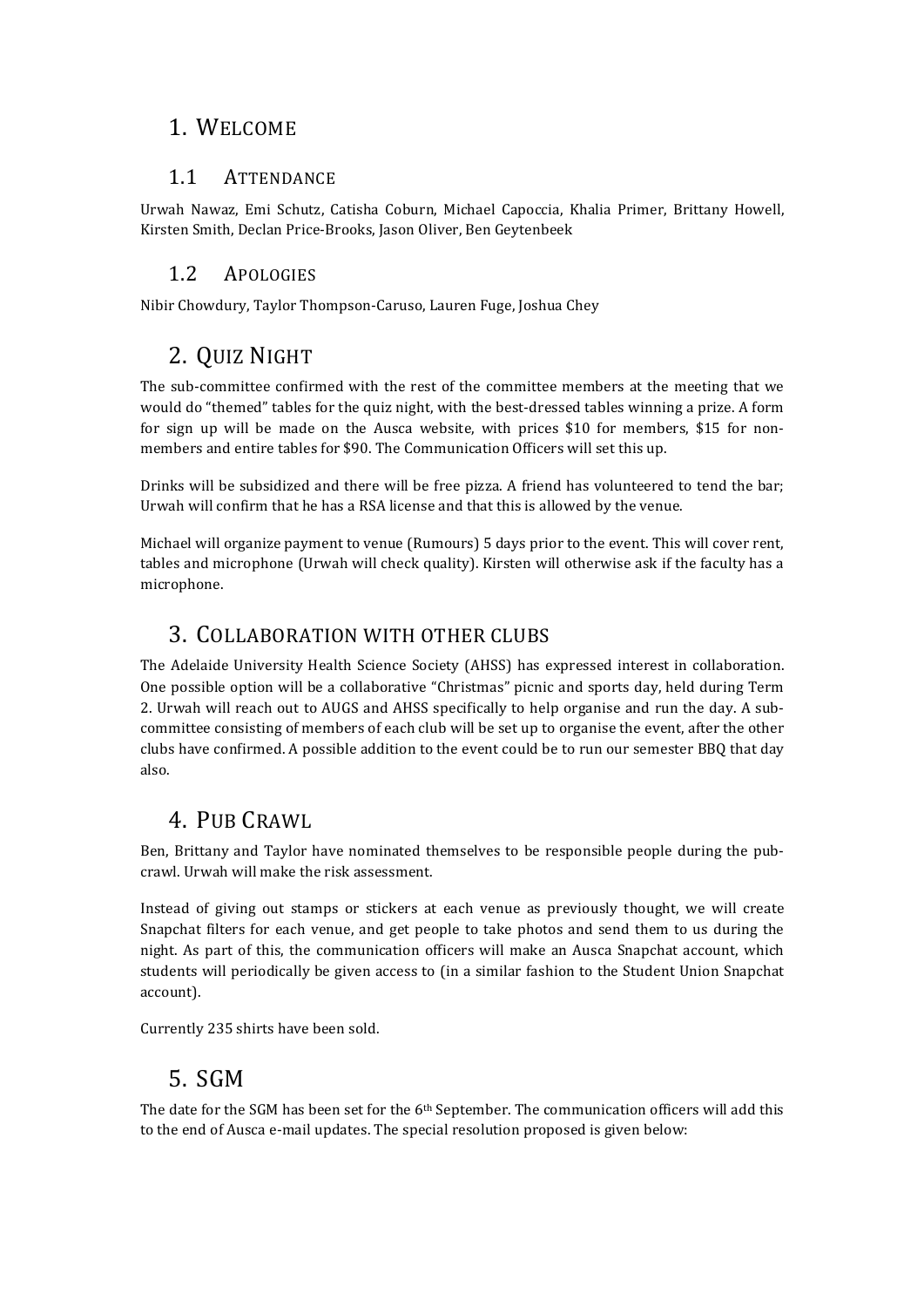# 1. Welcome

## 1.1 Attendance

Urwah Nawaz, Emi Schutz, Catisha Coburn, Michael Capoccia, Khalia Primer, Brittany Howell, Kirsten Smith, Declan Price-Brooks, Jason Oliver, Ben Geytenbeek

## 1.2 Apologies

Nibir Chowdury, Taylor Thompson-Caruso, Lauren Fuge, Joshua Chey

# 2. Quiz Night

The sub-committee confirmed with the rest of the committee members at the meeting that we would do "themed" tables for the quiz night, with the best-dressed tables winning a prize. A form for sign up will be made on the Ausca website, with prices $10 for members, $15 for non-members and entire tables for $90. The Communication Officers will set this up.

Drinks will be subsidized and there will be free pizza. A friend has volunteered to tend the bar; Urwah will confirm that he has a RSA license and that this is allowed by the venue.

Michael will organize payment to venue (Rumours) 5 days prior to the event. This will cover rent, tables and microphone (Urwah will check quality). Kirsten will otherwise ask if the faculty has a microphone.

# 3. Collaboration with other clubs

The Adelaide University Health Science Society (AHSS) has expressed interest in collaboration. One possible option will be a collaborative "Christmas" picnic and sports day, held during Term 2. Urwah will reach out to AUGS and AHSS specifically to help organise and run the day. A sub-committee consisting of members of each club will be set up to organise the event, after the other clubs have confirmed. A possible addition to the event could be to run our semester BBQ that day also.

# 4. Pub Crawl

Ben, Brittany and Taylor have nominated themselves to be responsible people during the pub-crawl. Urwah will make the risk assessment.

Instead of giving out stamps or stickers at each venue as previously thought, we will create Snapchat filters for each venue, and get people to take photos and send them to us during the night. As part of this, the communication officers will make an Ausca Snapchat account, which students will periodically be given access to (in a similar fashion to the Student Union Snapchat account).

Currently 235 shirts have been sold.

# 5. SGM

The date for the SGM has been set for the 6th September. The communication officers will add this to the end of Ausca e-mail updates. The special resolution proposed is given below: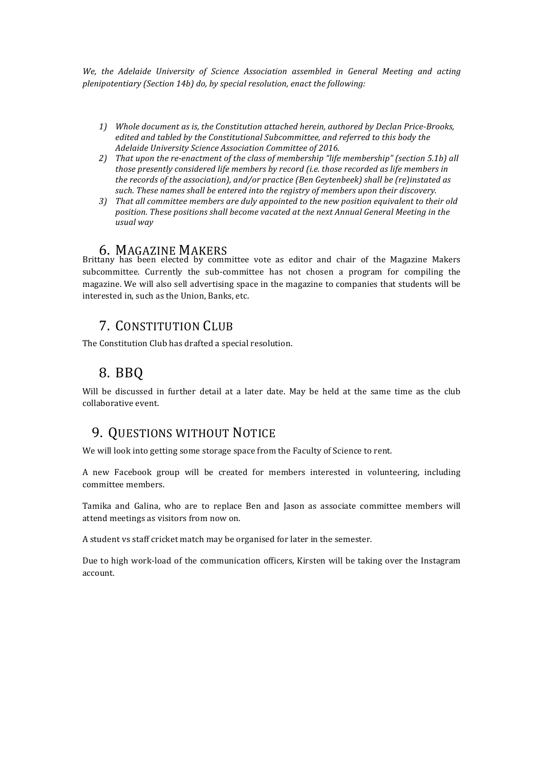*We, the Adelaide University of Science Association assembled in General Meeting and acting plenipotentiary (Section 14b) do, by special resolution, enact the following:*

1) *Whole document as is, the Constitution attached herein, authored by Declan Price-Brooks, edited and tabled by the Constitutional Subcommittee, and referred to this body the Adelaide University Science Association Committee of 2016.*
2) *That upon the re-enactment of the class of membership "life membership" (section 5.1b) all those presently considered life members by record (i.e. those recorded as life members in the records of the association), and/or practice (Ben Geytenbeek) shall be (re)instated as such. These names shall be entered into the registry of members upon their discovery.*
3) *That all committee members are duly appointed to the new position equivalent to their old position. These positions shall become vacated at the next Annual General Meeting in the usual way*

## 6. Magazine Makers

Brittany has been elected by committee vote as editor and chair of the Magazine Makers subcommittee. Currently the sub-committee has not chosen a program for compiling the magazine. We will also sell advertising space in the magazine to companies that students will be interested in, such as the Union, Banks, etc.

## 7. Constitution Club

The Constitution Club has drafted a special resolution.

## 8. BBQ

Will be discussed in further detail at a later date. May be held at the same time as the club collaborative event.

## 9. Questions without Notice

We will look into getting some storage space from the Faculty of Science to rent.

A new Facebook group will be created for members interested in volunteering, including committee members.

Tamika and Galina, who are to replace Ben and Jason as associate committee members will attend meetings as visitors from now on.

A student vs staff cricket match may be organised for later in the semester.

Due to high work-load of the communication officers, Kirsten will be taking over the Instagram account.